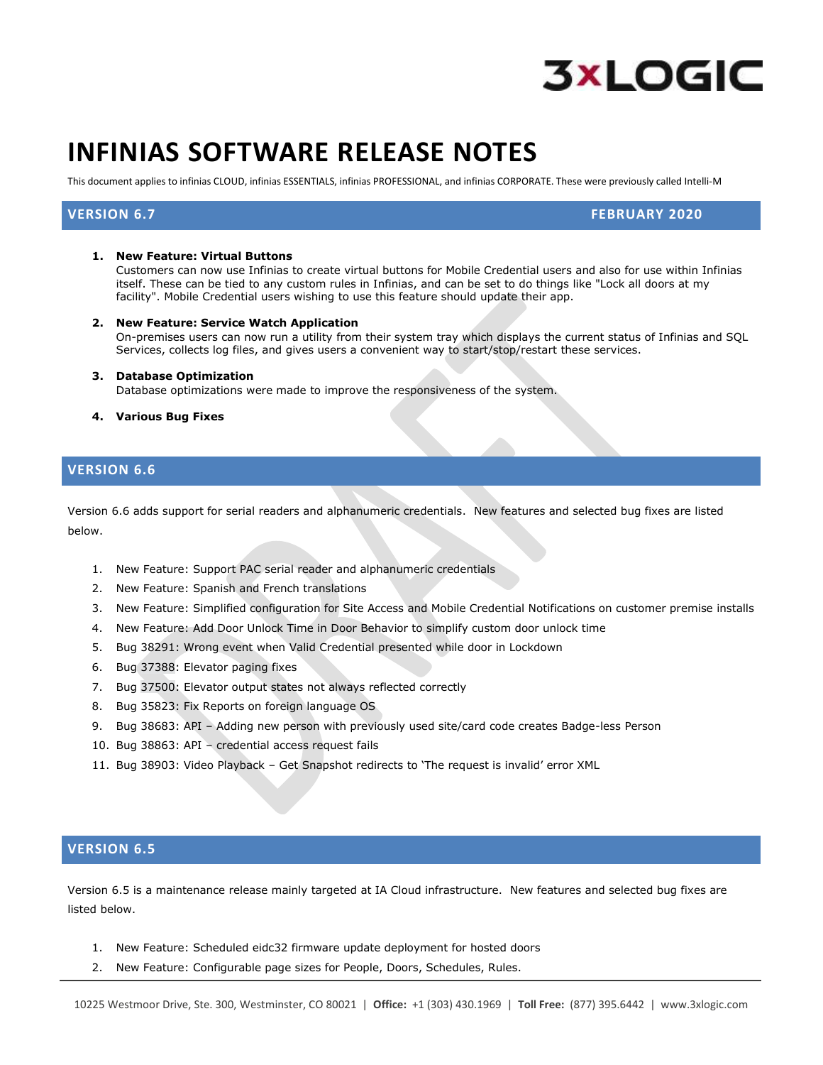# INFINIAS SOFTWARE RELEASE NOTES

This document applies to infinias CLOUD, infinias ESSENTIALS, infinias PROFESSIONAL, and infinias CORPORATE. These were previously called Intelli-M

## VERSION 6.7 — FEBRUARY 2020

1. **New Feature: Virtual Buttons**
   Customers can now use Infinias to create virtual buttons for Mobile Credential users and also for use within Infinias itself. These can be tied to any custom rules in Infinias, and can be set to do things like "Lock all doors at my facility". Mobile Credential users wishing to use this feature should update their app.
2. **New Feature: Service Watch Application**
   On-premises users can now run a utility from their system tray which displays the current status of Infinias and SQL Services, collects log files, and gives users a convenient way to start/stop/restart these services.
3. **Database Optimization**
   Database optimizations were made to improve the responsiveness of the system.
4. **Various Bug Fixes**

## VERSION 6.6

Version 6.6 adds support for serial readers and alphanumeric credentials. New features and selected bug fixes are listed below.

1. New Feature: Support PAC serial reader and alphanumeric credentials
2. New Feature: Spanish and French translations
3. New Feature: Simplified configuration for Site Access and Mobile Credential Notifications on customer premise installs
4. New Feature: Add Door Unlock Time in Door Behavior to simplify custom door unlock time
5. Bug 38291: Wrong event when Valid Credential presented while door in Lockdown
6. Bug 37388: Elevator paging fixes
7. Bug 37500: Elevator output states not always reflected correctly
8. Bug 35823: Fix Reports on foreign language OS
9. Bug 38683: API – Adding new person with previously used site/card code creates Badge-less Person
10. Bug 38863: API – credential access request fails
11. Bug 38903: Video Playback – Get Snapshot redirects to 'The request is invalid' error XML

## VERSION 6.5

Version 6.5 is a maintenance release mainly targeted at IA Cloud infrastructure. New features and selected bug fixes are listed below.

1. New Feature: Scheduled eidc32 firmware update deployment for hosted doors
2. New Feature: Configurable page sizes for People, Doors, Schedules, Rules.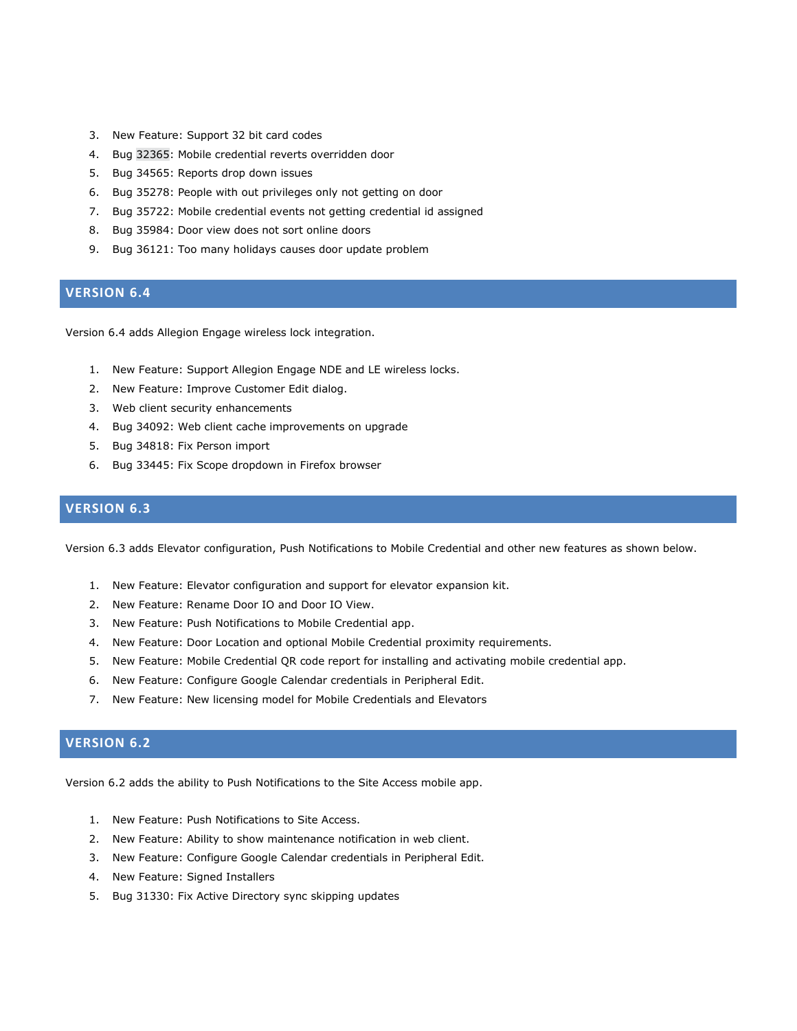3. New Feature: Support 32 bit card codes
4. Bug 32365: Mobile credential reverts overridden door
5. Bug 34565: Reports drop down issues
6. Bug 35278: People with out privileges only not getting on door
7. Bug 35722: Mobile credential events not getting credential id assigned
8. Bug 35984: Door view does not sort online doors
9. Bug 36121: Too many holidays causes door update problem

## VERSION 6.4

Version 6.4 adds Allegion Engage wireless lock integration.

1. New Feature: Support Allegion Engage NDE and LE wireless locks.
2. New Feature: Improve Customer Edit dialog.
3. Web client security enhancements
4. Bug 34092: Web client cache improvements on upgrade
5. Bug 34818: Fix Person import
6. Bug 33445: Fix Scope dropdown in Firefox browser

## VERSION 6.3

Version 6.3 adds Elevator configuration, Push Notifications to Mobile Credential and other new features as shown below.

1. New Feature: Elevator configuration and support for elevator expansion kit.
2. New Feature: Rename Door IO and Door IO View.
3. New Feature: Push Notifications to Mobile Credential app.
4. New Feature: Door Location and optional Mobile Credential proximity requirements.
5. New Feature: Mobile Credential QR code report for installing and activating mobile credential app.
6. New Feature: Configure Google Calendar credentials in Peripheral Edit.
7. New Feature: New licensing model for Mobile Credentials and Elevators

## VERSION 6.2

Version 6.2 adds the ability to Push Notifications to the Site Access mobile app.

1. New Feature: Push Notifications to Site Access.
2. New Feature: Ability to show maintenance notification in web client.
3. New Feature: Configure Google Calendar credentials in Peripheral Edit.
4. New Feature: Signed Installers
5. Bug 31330: Fix Active Directory sync skipping updates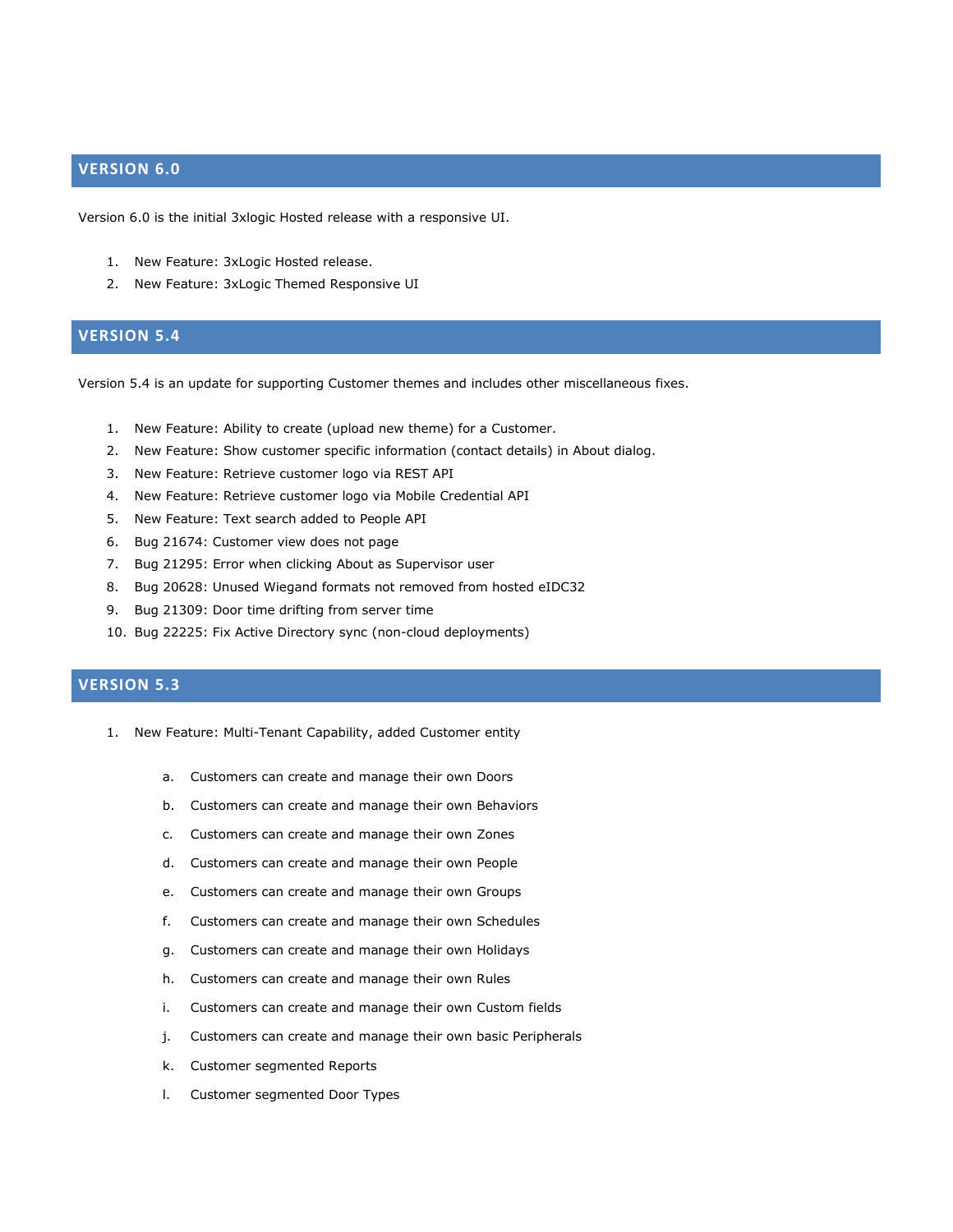## VERSION 6.0

Version 6.0 is the initial 3xlogic Hosted release with a responsive UI.

1. New Feature: 3xLogic Hosted release.
2. New Feature: 3xLogic Themed Responsive UI

## VERSION 5.4

Version 5.4 is an update for supporting Customer themes and includes other miscellaneous fixes.

1. New Feature: Ability to create (upload new theme) for a Customer.
2. New Feature: Show customer specific information (contact details) in About dialog.
3. New Feature: Retrieve customer logo via REST API
4. New Feature: Retrieve customer logo via Mobile Credential API
5. New Feature: Text search added to People API
6. Bug 21674: Customer view does not page
7. Bug 21295: Error when clicking About as Supervisor user
8. Bug 20628: Unused Wiegand formats not removed from hosted eIDC32
9. Bug 21309: Door time drifting from server time
10. Bug 22225: Fix Active Directory sync (non-cloud deployments)

## VERSION 5.3

1. New Feature: Multi-Tenant Capability, added Customer entity
   a. Customers can create and manage their own Doors
   b. Customers can create and manage their own Behaviors
   c. Customers can create and manage their own Zones
   d. Customers can create and manage their own People
   e. Customers can create and manage their own Groups
   f. Customers can create and manage their own Schedules
   g. Customers can create and manage their own Holidays
   h. Customers can create and manage their own Rules
   i. Customers can create and manage their own Custom fields
   j. Customers can create and manage their own basic Peripherals
   k. Customer segmented Reports
   l. Customer segmented Door Types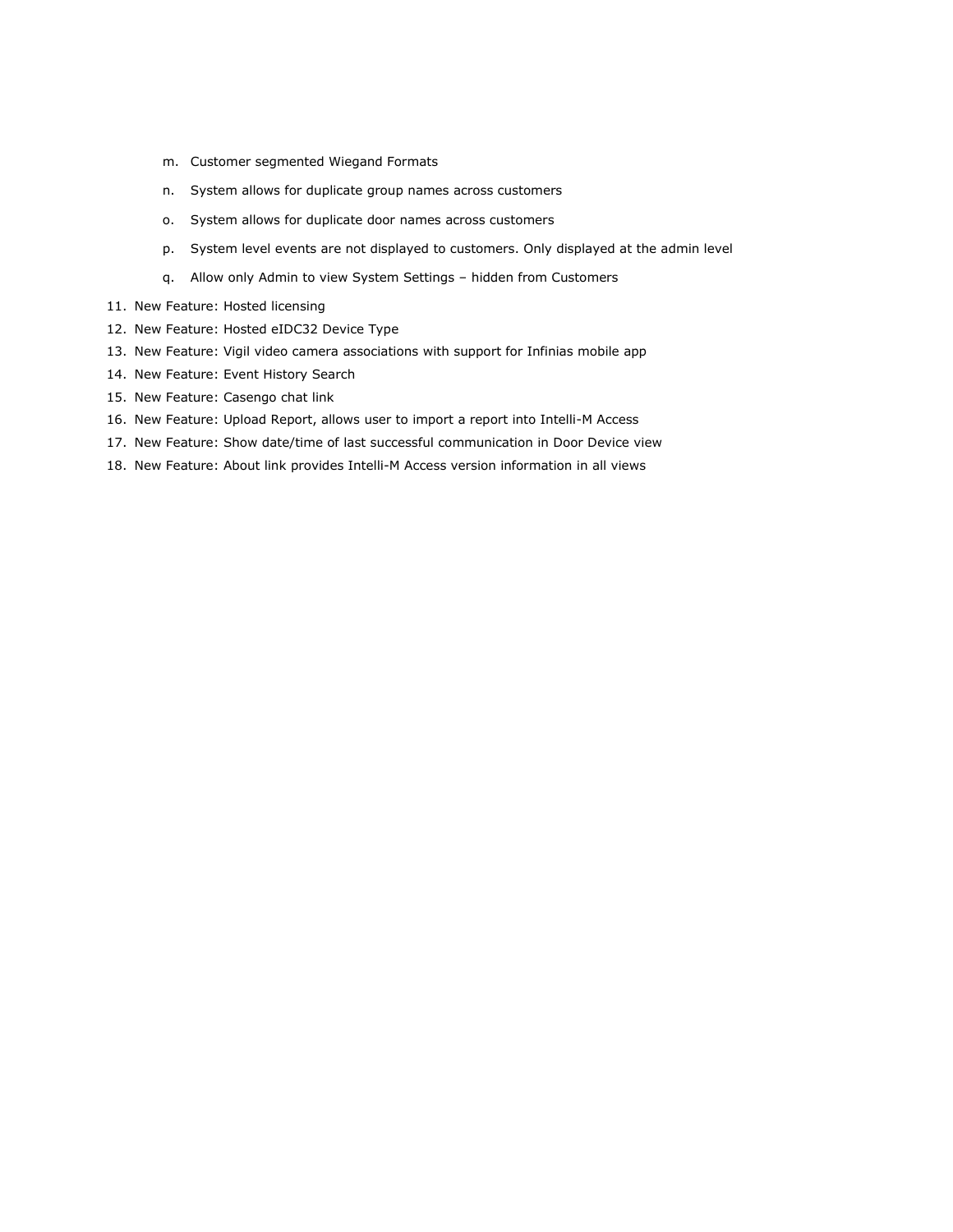m. Customer segmented Wiegand Formats

   n. System allows for duplicate group names across customers

   o. System allows for duplicate door names across customers

   p. System level events are not displayed to customers. Only displayed at the admin level

   q. Allow only Admin to view System Settings – hidden from Customers

11. New Feature: Hosted licensing
12. New Feature: Hosted eIDC32 Device Type
13. New Feature: Vigil video camera associations with support for Infinias mobile app
14. New Feature: Event History Search
15. New Feature: Casengo chat link
16. New Feature: Upload Report, allows user to import a report into Intelli-M Access
17. New Feature: Show date/time of last successful communication in Door Device view
18. New Feature: About link provides Intelli-M Access version information in all views